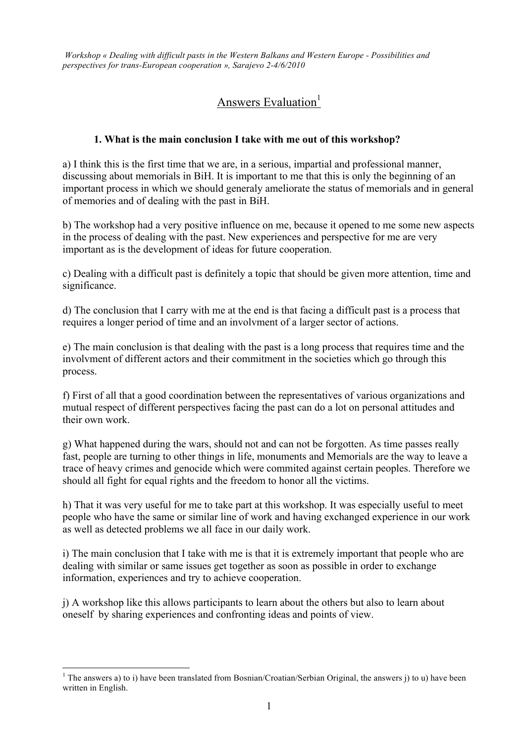*Workshop « Dealing with difficult pasts in the Western Balkans and Western Europe - Possibilities and perspectives for trans-European cooperation », Sarajevo 2-4/6/2010*

# Answers Evaluation[1]

### 1. What is the main conclusion I take with me out of this workshop?

a) I think this is the first time that we are, in a serious, impartial and professional manner, discussing about memorials in BiH. It is important to me that this is only the beginning of an important process in which we should generaly ameliorate the status of memorials and in general of memories and of dealing with the past in BiH.

b) The workshop had a very positive influence on me, because it opened to me some new aspects in the process of dealing with the past. New experiences and perspective for me are very important as is the development of ideas for future cooperation.

c) Dealing with a difficult past is definitely a topic that should be given more attention, time and significance.

d) The conclusion that I carry with me at the end is that facing a difficult past is a process that requires a longer period of time and an involvment of a larger sector of actions.

e) The main conclusion is that dealing with the past is a long process that requires time and the involvment of different actors and their commitment in the societies which go through this process.

f) First of all that a good coordination between the representatives of various organizations and mutual respect of different perspectives facing the past can do a lot on personal attitudes and their own work.

g) What happened during the wars, should not and can not be forgotten. As time passes really fast, people are turning to other things in life, monuments and Memorials are the way to leave a trace of heavy crimes and genocide which were commited against certain peoples. Therefore we should all fight for equal rights and the freedom to honor all the victims.

h) That it was very useful for me to take part at this workshop. It was especially useful to meet people who have the same or similar line of work and having exchanged experience in our work as well as detected problems we all face in our daily work.

i) The main conclusion that I take with me is that it is extremely important that people who are dealing with similar or same issues get together as soon as possible in order to exchange information, experiences and try to achieve cooperation.

j) A workshop like this allows participants to learn about the others but also to learn about oneself by sharing experiences and confronting ideas and points of view.

---

[1] The answers a) to i) have been translated from Bosnian/Croatian/Serbian Original, the answers j) to u) have been written in English.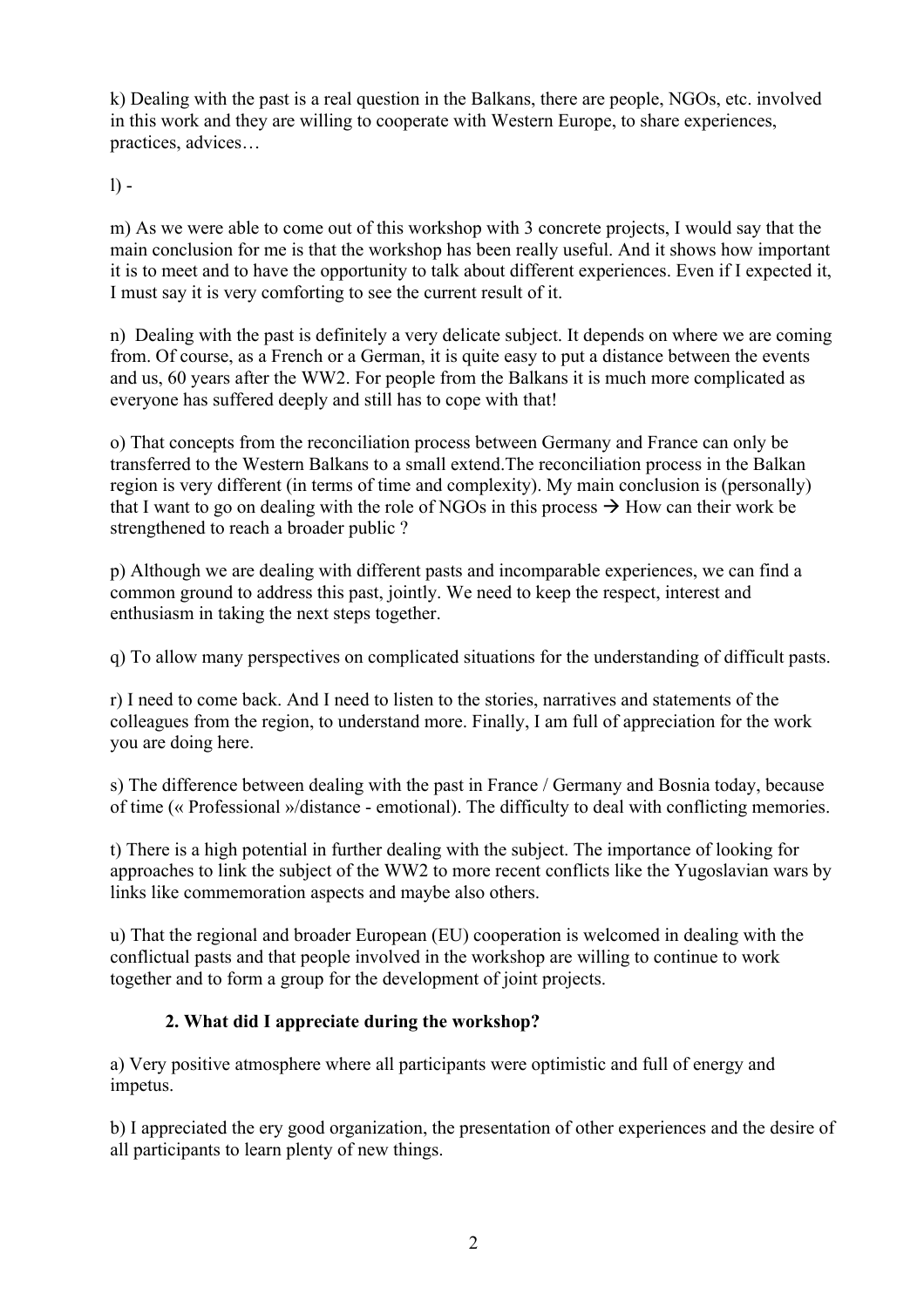k) Dealing with the past is a real question in the Balkans, there are people, NGOs, etc. involved in this work and they are willing to cooperate with Western Europe, to share experiences, practices, advices…

l) -

m) As we were able to come out of this workshop with 3 concrete projects, I would say that the main conclusion for me is that the workshop has been really useful. And it shows how important it is to meet and to have the opportunity to talk about different experiences. Even if I expected it, I must say it is very comforting to see the current result of it.

n) Dealing with the past is definitely a very delicate subject. It depends on where we are coming from. Of course, as a French or a German, it is quite easy to put a distance between the events and us, 60 years after the WW2. For people from the Balkans it is much more complicated as everyone has suffered deeply and still has to cope with that!

o) That concepts from the reconciliation process between Germany and France can only be transferred to the Western Balkans to a small extend.The reconciliation process in the Balkan region is very different (in terms of time and complexity). My main conclusion is (personally) that I want to go on dealing with the role of NGOs in this process → How can their work be strengthened to reach a broader public ?

p) Although we are dealing with different pasts and incomparable experiences, we can find a common ground to address this past, jointly. We need to keep the respect, interest and enthusiasm in taking the next steps together.

q) To allow many perspectives on complicated situations for the understanding of difficult pasts.

r) I need to come back. And I need to listen to the stories, narratives and statements of the colleagues from the region, to understand more. Finally, I am full of appreciation for the work you are doing here.

s) The difference between dealing with the past in France / Germany and Bosnia today, because of time (« Professional »/distance - emotional). The difficulty to deal with conflicting memories.

t) There is a high potential in further dealing with the subject. The importance of looking for approaches to link the subject of the WW2 to more recent conflicts like the Yugoslavian wars by links like commemoration aspects and maybe also others.

u) That the regional and broader European (EU) cooperation is welcomed in dealing with the conflictual pasts and that people involved in the workshop are willing to continue to work together and to form a group for the development of joint projects.

**2. What did I appreciate during the workshop?**

a) Very positive atmosphere where all participants were optimistic and full of energy and impetus.

b) I appreciated the ery good organization, the presentation of other experiences and the desire of all participants to learn plenty of new things.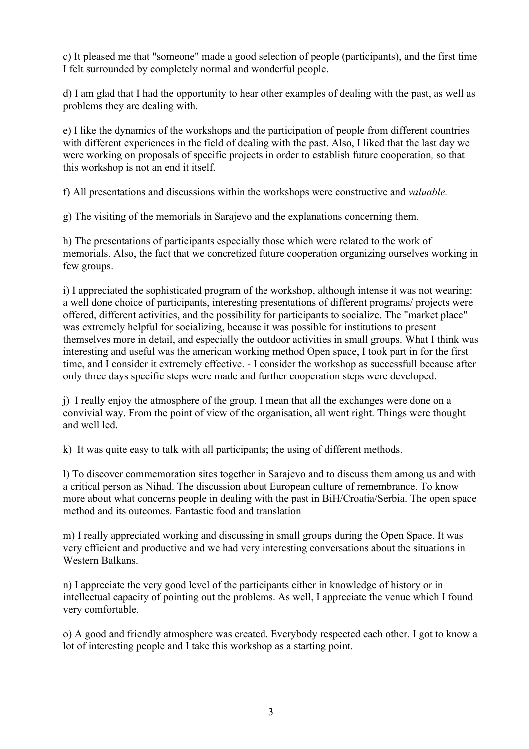c) It pleased me that "someone" made a good selection of people (participants), and the first time I felt surrounded by completely normal and wonderful people.

d) I am glad that I had the opportunity to hear other examples of dealing with the past, as well as problems they are dealing with.

e) I like the dynamics of the workshops and the participation of people from different countries with different experiences in the field of dealing with the past. Also, I liked that the last day we were working on proposals of specific projects in order to establish future cooperation*,* so that this workshop is not an end it itself.

f) All presentations and discussions within the workshops were constructive and *valuable.*

g) The visiting of the memorials in Sarajevo and the explanations concerning them.

h) The presentations of participants especially those which were related to the work of memorials. Also, the fact that we concretized future cooperation organizing ourselves working in few groups.

i) I appreciated the sophisticated program of the workshop, although intense it was not wearing: a well done choice of participants, interesting presentations of different programs/ projects were offered, different activities, and the possibility for participants to socialize. The "market place" was extremely helpful for socializing, because it was possible for institutions to present themselves more in detail, and especially the outdoor activities in small groups. What I think was interesting and useful was the american working method Open space, I took part in for the first time, and I consider it extremely effective. - I consider the workshop as successfull because after only three days specific steps were made and further cooperation steps were developed.

j) I really enjoy the atmosphere of the group. I mean that all the exchanges were done on a convivial way. From the point of view of the organisation, all went right. Things were thought and well led.

k) It was quite easy to talk with all participants; the using of different methods.

l) To discover commemoration sites together in Sarajevo and to discuss them among us and with a critical person as Nihad. The discussion about European culture of remembrance. To know more about what concerns people in dealing with the past in BiH/Croatia/Serbia. The open space method and its outcomes. Fantastic food and translation

m) I really appreciated working and discussing in small groups during the Open Space. It was very efficient and productive and we had very interesting conversations about the situations in Western Balkans.

n) I appreciate the very good level of the participants either in knowledge of history or in intellectual capacity of pointing out the problems. As well, I appreciate the venue which I found very comfortable.

o) A good and friendly atmosphere was created. Everybody respected each other. I got to know a lot of interesting people and I take this workshop as a starting point.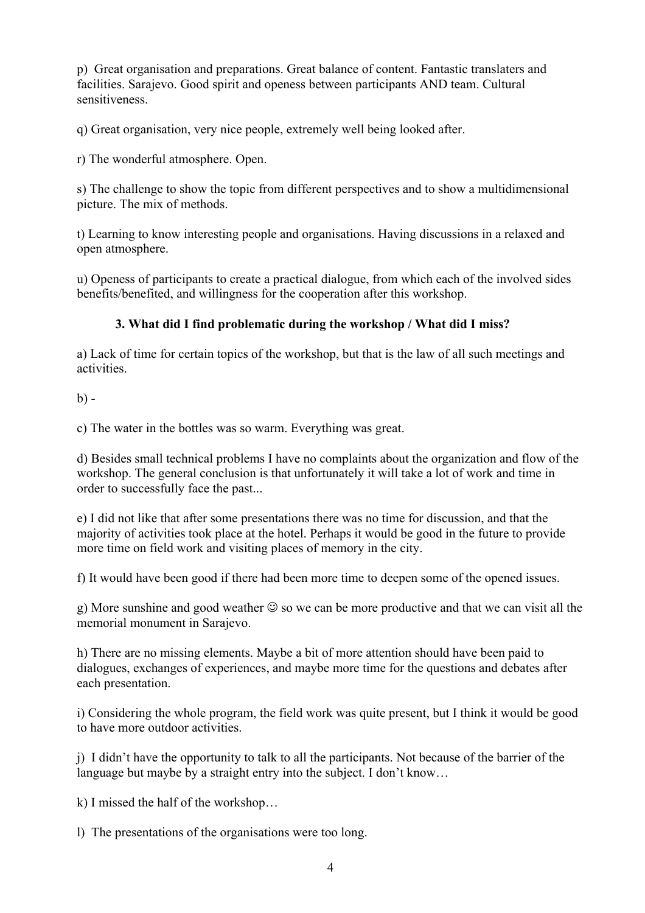p) Great organisation and preparations. Great balance of content. Fantastic translaters and facilities. Sarajevo. Good spirit and openess between participants AND team. Cultural sensitiveness.

q) Great organisation, very nice people, extremely well being looked after.

r) The wonderful atmosphere. Open.

s) The challenge to show the topic from different perspectives and to show a multidimensional picture. The mix of methods.

t) Learning to know interesting people and organisations. Having discussions in a relaxed and open atmosphere.

u) Openess of participants to create a practical dialogue, from which each of the involved sides benefits/benefited, and willingness for the cooperation after this workshop.

### 3. What did I find problematic during the workshop / What did I miss?

a) Lack of time for certain topics of the workshop, but that is the law of all such meetings and activities.

b) -

c) The water in the bottles was so warm. Everything was great.

d) Besides small technical problems I have no complaints about the organization and flow of the workshop. The general conclusion is that unfortunately it will take a lot of work and time in order to successfully face the past...

e) I did not like that after some presentations there was no time for discussion, and that the majority of activities took place at the hotel. Perhaps it would be good in the future to provide more time on field work and visiting places of memory in the city.

f) It would have been good if there had been more time to deepen some of the opened issues.

g) More sunshine and good weather ☺ so we can be more productive and that we can visit all the memorial monument in Sarajevo.

h) There are no missing elements. Maybe a bit of more attention should have been paid to dialogues, exchanges of experiences, and maybe more time for the questions and debates after each presentation.

i) Considering the whole program, the field work was quite present, but I think it would be good to have more outdoor activities.

j) I didn't have the opportunity to talk to all the participants. Not because of the barrier of the language but maybe by a straight entry into the subject. I don't know…

k) I missed the half of the workshop…

l) The presentations of the organisations were too long.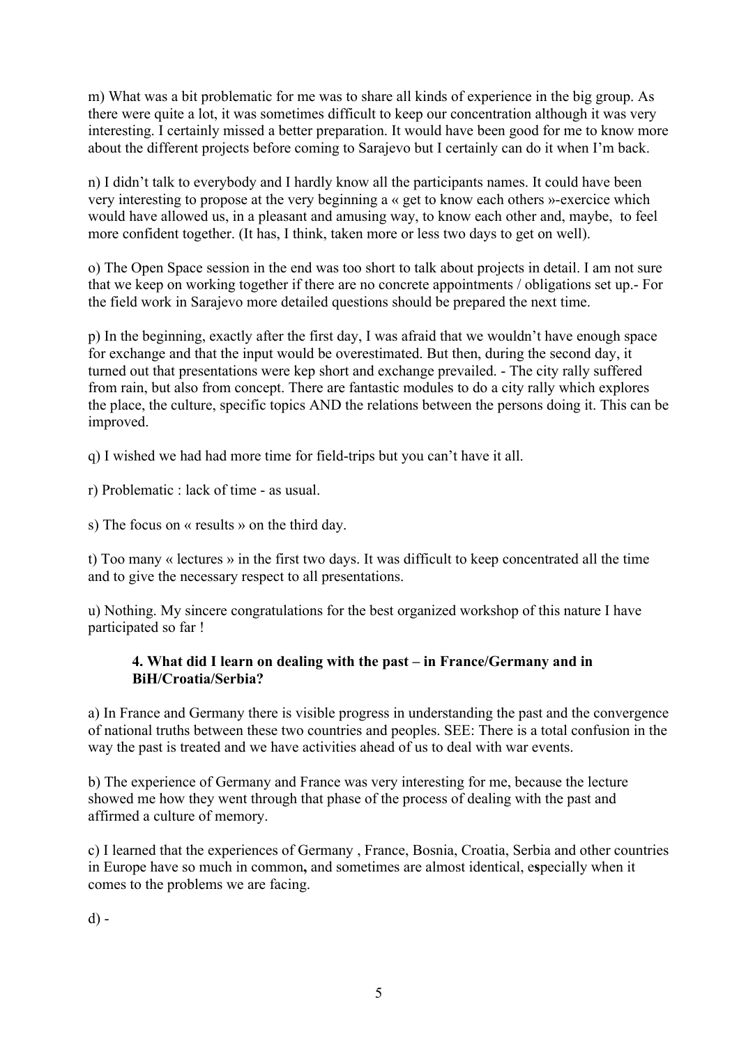m) What was a bit problematic for me was to share all kinds of experience in the big group. As there were quite a lot, it was sometimes difficult to keep our concentration although it was very interesting. I certainly missed a better preparation. It would have been good for me to know more about the different projects before coming to Sarajevo but I certainly can do it when I'm back.

n) I didn't talk to everybody and I hardly know all the participants names. It could have been very interesting to propose at the very beginning a « get to know each others »-exercice which would have allowed us, in a pleasant and amusing way, to know each other and, maybe, to feel more confident together. (It has, I think, taken more or less two days to get on well).

o) The Open Space session in the end was too short to talk about projects in detail. I am not sure that we keep on working together if there are no concrete appointments / obligations set up.- For the field work in Sarajevo more detailed questions should be prepared the next time.

p) In the beginning, exactly after the first day, I was afraid that we wouldn't have enough space for exchange and that the input would be overestimated. But then, during the second day, it turned out that presentations were kep short and exchange prevailed. - The city rally suffered from rain, but also from concept. There are fantastic modules to do a city rally which explores the place, the culture, specific topics AND the relations between the persons doing it. This can be improved.

q) I wished we had had more time for field-trips but you can't have it all.

r) Problematic : lack of time - as usual.

s) The focus on « results » on the third day.

t) Too many « lectures » in the first two days. It was difficult to keep concentrated all the time and to give the necessary respect to all presentations.

u) Nothing. My sincere congratulations for the best organized workshop of this nature I have participated so far !

**4. What did I learn on dealing with the past – in France/Germany and in BiH/Croatia/Serbia?**

a) In France and Germany there is visible progress in understanding the past and the convergence of national truths between these two countries and peoples. SEE: There is a total confusion in the way the past is treated and we have activities ahead of us to deal with war events.

b) The experience of Germany and France was very interesting for me, because the lecture showed me how they went through that phase of the process of dealing with the past and affirmed a culture of memory.

c) I learned that the experiences of Germany , France, Bosnia, Croatia, Serbia and other countries in Europe have so much in common**,** and sometimes are almost identical, e**s**pecially when it comes to the problems we are facing.

d) -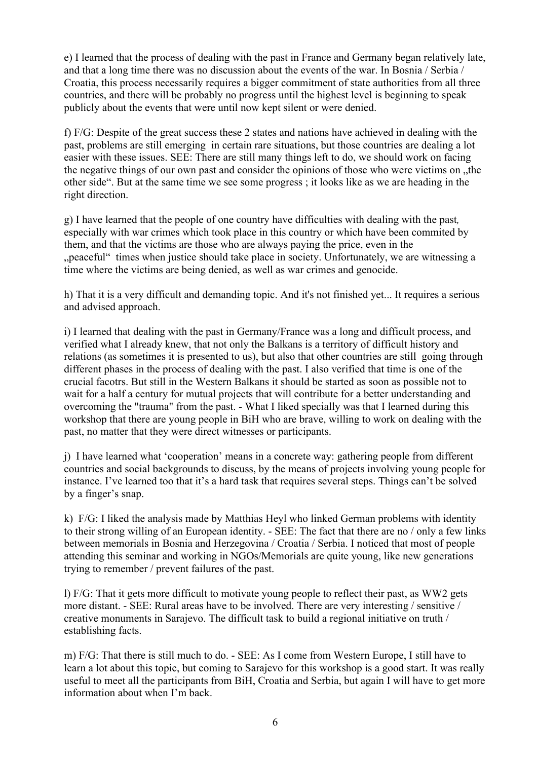e) I learned that the process of dealing with the past in France and Germany began relatively late, and that a long time there was no discussion about the events of the war. In Bosnia / Serbia / Croatia, this process necessarily requires a bigger commitment of state authorities from all three countries, and there will be probably no progress until the highest level is beginning to speak publicly about the events that were until now kept silent or were denied.

f) F/G: Despite of the great success these 2 states and nations have achieved in dealing with the past, problems are still emerging in certain rare situations, but those countries are dealing a lot easier with these issues. SEE: There are still many things left to do, we should work on facing the negative things of our own past and consider the opinions of those who were victims on „the other side". But at the same time we see some progress ; it looks like as we are heading in the right direction.

g) I have learned that the people of one country have difficulties with dealing with the past, especially with war crimes which took place in this country or which have been commited by them, and that the victims are those who are always paying the price, even in the „peaceful" times when justice should take place in society. Unfortunately, we are witnessing a time where the victims are being denied, as well as war crimes and genocide.

h) That it is a very difficult and demanding topic. And it's not finished yet... It requires a serious and advised approach.

i) I learned that dealing with the past in Germany/France was a long and difficult process, and verified what I already knew, that not only the Balkans is a territory of difficult history and relations (as sometimes it is presented to us), but also that other countries are still going through different phases in the process of dealing with the past. I also verified that time is one of the crucial facotrs. But still in the Western Balkans it should be started as soon as possible not to wait for a half a century for mutual projects that will contribute for a better understanding and overcoming the "trauma" from the past. - What I liked specially was that I learned during this workshop that there are young people in BiH who are brave, willing to work on dealing with the past, no matter that they were direct witnesses or participants.

j) I have learned what 'cooperation' means in a concrete way: gathering people from different countries and social backgrounds to discuss, by the means of projects involving young people for instance. I've learned too that it's a hard task that requires several steps. Things can't be solved by a finger's snap.

k) F/G: I liked the analysis made by Matthias Heyl who linked German problems with identity to their strong willing of an European identity. - SEE: The fact that there are no / only a few links between memorials in Bosnia and Herzegovina / Croatia / Serbia. I noticed that most of people attending this seminar and working in NGOs/Memorials are quite young, like new generations trying to remember / prevent failures of the past.

l) F/G: That it gets more difficult to motivate young people to reflect their past, as WW2 gets more distant. - SEE: Rural areas have to be involved. There are very interesting / sensitive / creative monuments in Sarajevo. The difficult task to build a regional initiative on truth / establishing facts.

m) F/G: That there is still much to do. - SEE: As I come from Western Europe, I still have to learn a lot about this topic, but coming to Sarajevo for this workshop is a good start. It was really useful to meet all the participants from BiH, Croatia and Serbia, but again I will have to get more information about when I'm back.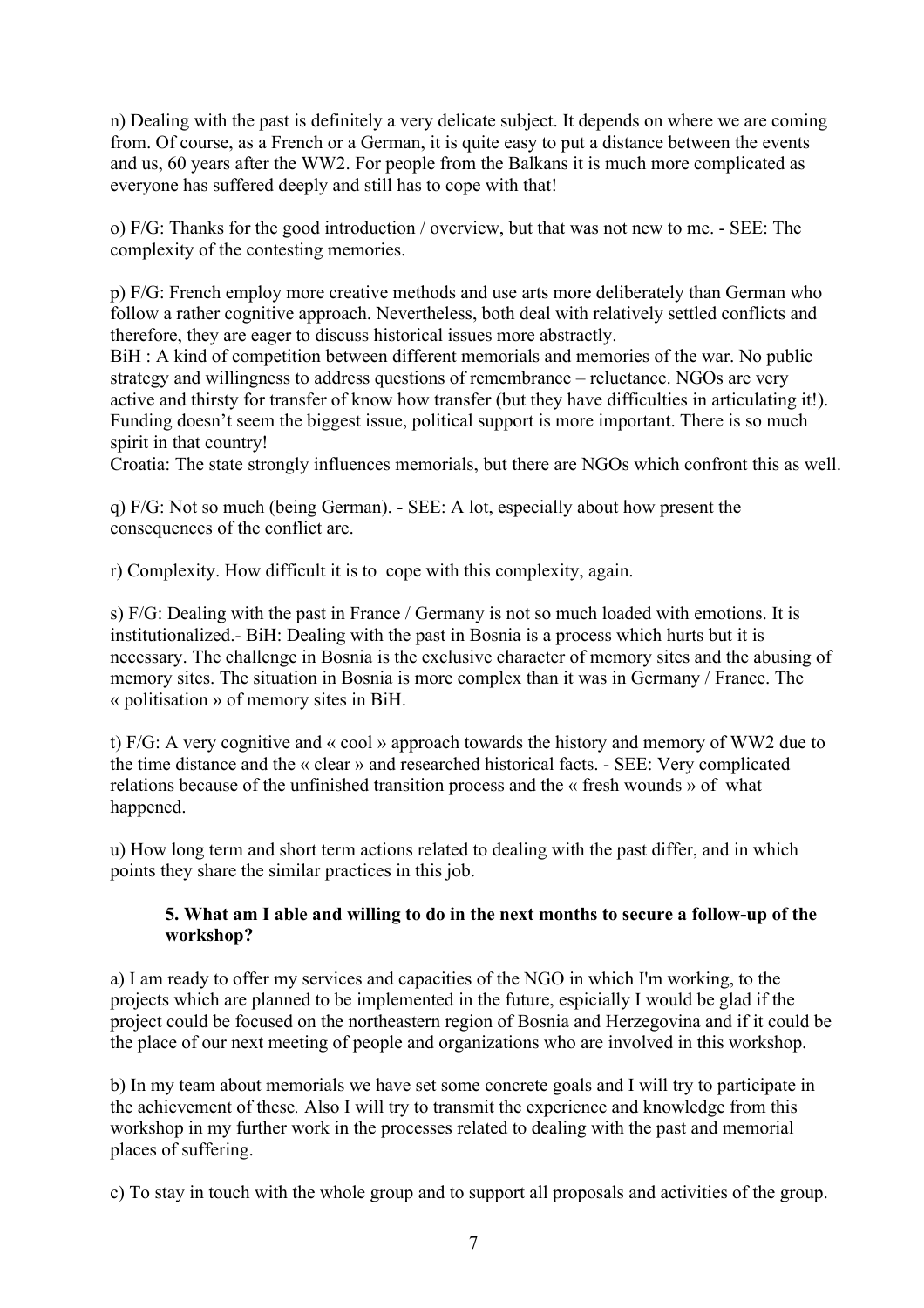n) Dealing with the past is definitely a very delicate subject. It depends on where we are coming from. Of course, as a French or a German, it is quite easy to put a distance between the events and us, 60 years after the WW2. For people from the Balkans it is much more complicated as everyone has suffered deeply and still has to cope with that!

o) F/G: Thanks for the good introduction / overview, but that was not new to me. - SEE: The complexity of the contesting memories.

p) F/G: French employ more creative methods and use arts more deliberately than German who follow a rather cognitive approach. Nevertheless, both deal with relatively settled conflicts and therefore, they are eager to discuss historical issues more abstractly.
BiH : A kind of competition between different memorials and memories of the war. No public strategy and willingness to address questions of remembrance – reluctance. NGOs are very active and thirsty for transfer of know how transfer (but they have difficulties in articulating it!). Funding doesn't seem the biggest issue, political support is more important. There is so much spirit in that country!
Croatia: The state strongly influences memorials, but there are NGOs which confront this as well.

q) F/G: Not so much (being German). - SEE: A lot, especially about how present the consequences of the conflict are.

r) Complexity. How difficult it is to  cope with this complexity, again.

s) F/G: Dealing with the past in France / Germany is not so much loaded with emotions. It is institutionalized.- BiH: Dealing with the past in Bosnia is a process which hurts but it is necessary. The challenge in Bosnia is the exclusive character of memory sites and the abusing of memory sites. The situation in Bosnia is more complex than it was in Germany / France. The « politisation » of memory sites in BiH.

t) F/G: A very cognitive and « cool » approach towards the history and memory of WW2 due to the time distance and the « clear » and researched historical facts. - SEE: Very complicated relations because of the unfinished transition process and the « fresh wounds » of  what happened.

u) How long term and short term actions related to dealing with the past differ, and in which points they share the similar practices in this job.

**5. What am I able and willing to do in the next months to secure a follow-up of the workshop?**

a) I am ready to offer my services and capacities of the NGO in which I'm working, to the projects which are planned to be implemented in the future, espicially I would be glad if the project could be focused on the northeastern region of Bosnia and Herzegovina and if it could be the place of our next meeting of people and organizations who are involved in this workshop.

b) In my team about memorials we have set some concrete goals and I will try to participate in the achievement of these. Also I will try to transmit the experience and knowledge from this workshop in my further work in the processes related to dealing with the past and memorial places of suffering.

c) To stay in touch with the whole group and to support all proposals and activities of the group.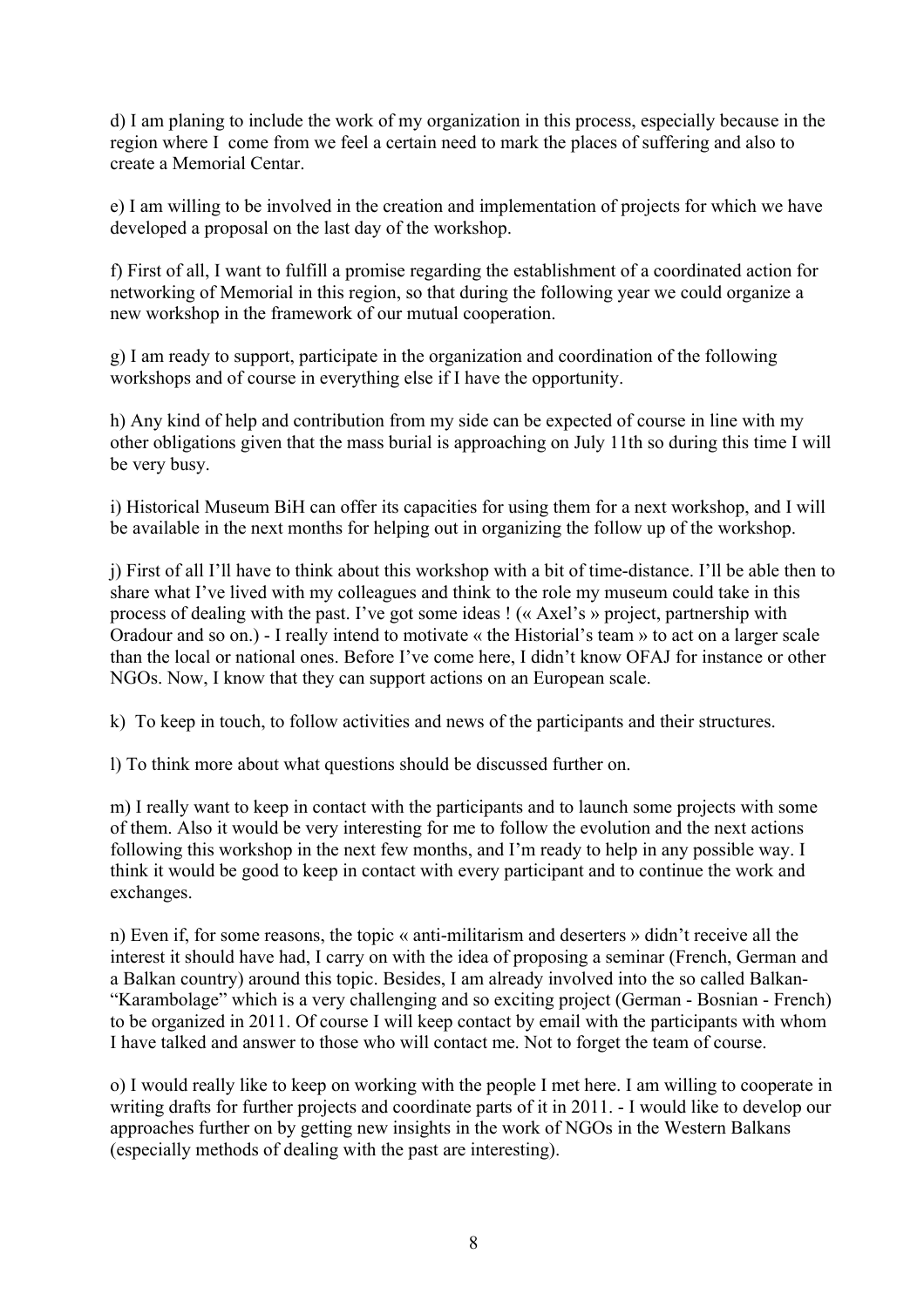d) I am planing to include the work of my organization in this process, especially because in the region where I come from we feel a certain need to mark the places of suffering and also to create a Memorial Centar.

e) I am willing to be involved in the creation and implementation of projects for which we have developed a proposal on the last day of the workshop.

f) First of all, I want to fulfill a promise regarding the establishment of a coordinated action for networking of Memorial in this region, so that during the following year we could organize a new workshop in the framework of our mutual cooperation.

g) I am ready to support, participate in the organization and coordination of the following workshops and of course in everything else if I have the opportunity.

h) Any kind of help and contribution from my side can be expected of course in line with my other obligations given that the mass burial is approaching on July 11th so during this time I will be very busy.

i) Historical Museum BiH can offer its capacities for using them for a next workshop, and I will be available in the next months for helping out in organizing the follow up of the workshop.

j) First of all I'll have to think about this workshop with a bit of time-distance. I'll be able then to share what I've lived with my colleagues and think to the role my museum could take in this process of dealing with the past. I've got some ideas ! (« Axel's » project, partnership with Oradour and so on.) - I really intend to motivate « the Historial's team » to act on a larger scale than the local or national ones. Before I've come here, I didn't know OFAJ for instance or other NGOs. Now, I know that they can support actions on an European scale.

k) To keep in touch, to follow activities and news of the participants and their structures.

l) To think more about what questions should be discussed further on.

m) I really want to keep in contact with the participants and to launch some projects with some of them. Also it would be very interesting for me to follow the evolution and the next actions following this workshop in the next few months, and I'm ready to help in any possible way. I think it would be good to keep in contact with every participant and to continue the work and exchanges.

n) Even if, for some reasons, the topic « anti-militarism and deserters » didn't receive all the interest it should have had, I carry on with the idea of proposing a seminar (French, German and a Balkan country) around this topic. Besides, I am already involved into the so called Balkan-"Karambolage" which is a very challenging and so exciting project (German - Bosnian - French) to be organized in 2011. Of course I will keep contact by email with the participants with whom I have talked and answer to those who will contact me. Not to forget the team of course.

o) I would really like to keep on working with the people I met here. I am willing to cooperate in writing drafts for further projects and coordinate parts of it in 2011. - I would like to develop our approaches further on by getting new insights in the work of NGOs in the Western Balkans (especially methods of dealing with the past are interesting).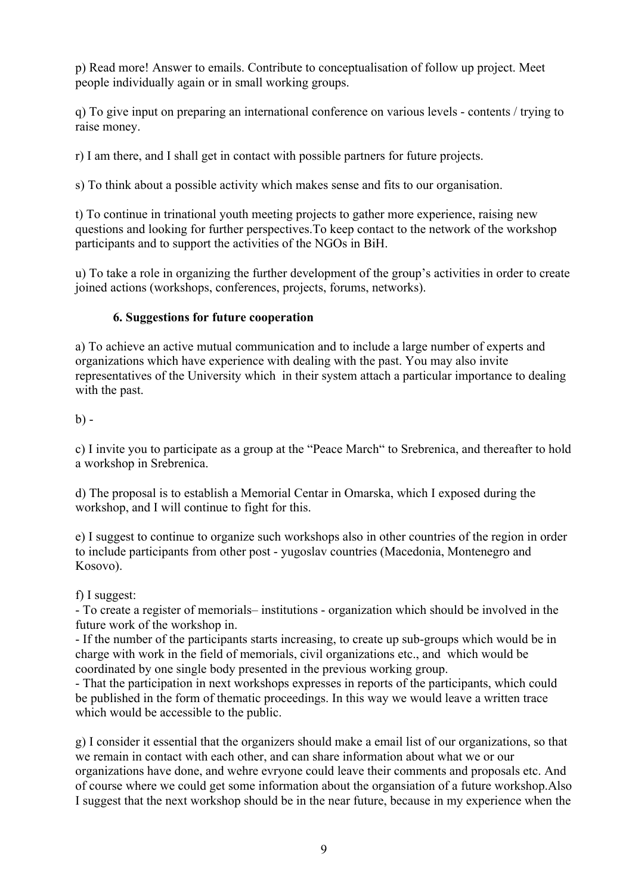p) Read more! Answer to emails. Contribute to conceptualisation of follow up project. Meet people individually again or in small working groups.

q) To give input on preparing an international conference on various levels - contents / trying to raise money.

r) I am there, and I shall get in contact with possible partners for future projects.

s) To think about a possible activity which makes sense and fits to our organisation.

t) To continue in trinational youth meeting projects to gather more experience, raising new questions and looking for further perspectives.To keep contact to the network of the workshop participants and to support the activities of the NGOs in BiH.

u) To take a role in organizing the further development of the group's activities in order to create joined actions (workshops, conferences, projects, forums, networks).

### 6. Suggestions for future cooperation

a) To achieve an active mutual communication and to include a large number of experts and organizations which have experience with dealing with the past. You may also invite representatives of the University which in their system attach a particular importance to dealing with the past.

b) -

c) I invite you to participate as a group at the "Peace March" to Srebrenica, and thereafter to hold a workshop in Srebrenica.

d) The proposal is to establish a Memorial Centar in Omarska, which I exposed during the workshop, and I will continue to fight for this.

e) I suggest to continue to organize such workshops also in other countries of the region in order to include participants from other post - yugoslav countries (Macedonia, Montenegro and Kosovo).

f) I suggest:
- To create a register of memorials– institutions - organization which should be involved in the future work of the workshop in.
- If the number of the participants starts increasing, to create up sub-groups which would be in charge with work in the field of memorials, civil organizations etc., and which would be coordinated by one single body presented in the previous working group.
- That the participation in next workshops expresses in reports of the participants, which could be published in the form of thematic proceedings. In this way we would leave a written trace which would be accessible to the public.

g) I consider it essential that the organizers should make a email list of our organizations, so that we remain in contact with each other, and can share information about what we or our organizations have done, and wehre evryone could leave their comments and proposals etc. And of course where we could get some information about the organsiation of a future workshop.Also I suggest that the next workshop should be in the near future, because in my experience when the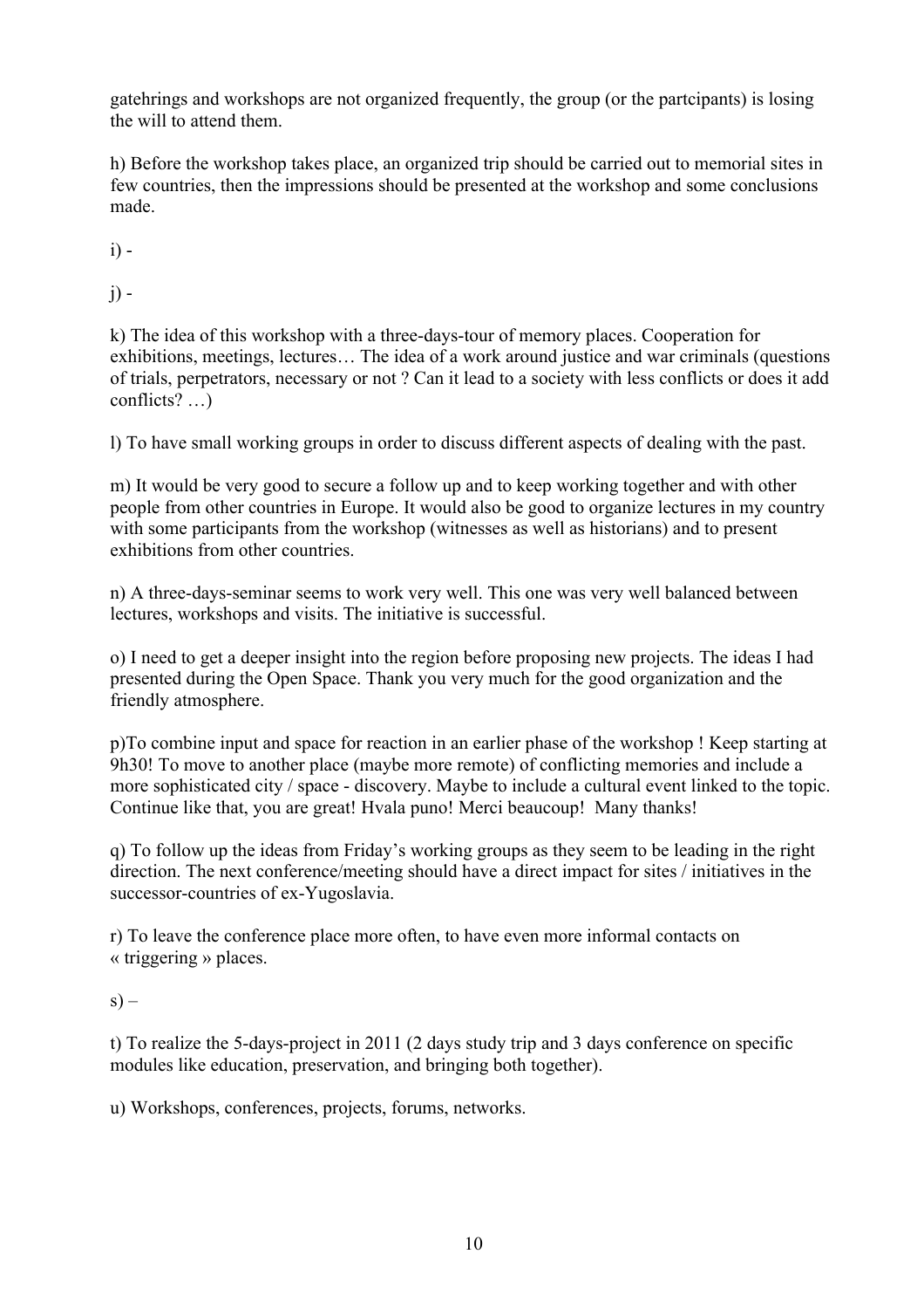gatehrings and workshops are not organized frequently, the group (or the partcipants) is losing the will to attend them.

h) Before the workshop takes place, an organized trip should be carried out to memorial sites in few countries, then the impressions should be presented at the workshop and some conclusions made.

i) -

j) -

k) The idea of this workshop with a three-days-tour of memory places. Cooperation for exhibitions, meetings, lectures… The idea of a work around justice and war criminals (questions of trials, perpetrators, necessary or not ? Can it lead to a society with less conflicts or does it add conflicts? …)

l) To have small working groups in order to discuss different aspects of dealing with the past.

m) It would be very good to secure a follow up and to keep working together and with other people from other countries in Europe. It would also be good to organize lectures in my country with some participants from the workshop (witnesses as well as historians) and to present exhibitions from other countries.

n) A three-days-seminar seems to work very well. This one was very well balanced between lectures, workshops and visits. The initiative is successful.

o) I need to get a deeper insight into the region before proposing new projects. The ideas I had presented during the Open Space. Thank you very much for the good organization and the friendly atmosphere.

p)To combine input and space for reaction in an earlier phase of the workshop ! Keep starting at 9h30! To move to another place (maybe more remote) of conflicting memories and include a more sophisticated city / space - discovery. Maybe to include a cultural event linked to the topic. Continue like that, you are great! Hvala puno! Merci beaucoup! Many thanks!

q) To follow up the ideas from Friday's working groups as they seem to be leading in the right direction. The next conference/meeting should have a direct impact for sites / initiatives in the successor-countries of ex-Yugoslavia.

r) To leave the conference place more often, to have even more informal contacts on « triggering » places.

s) –

t) To realize the 5-days-project in 2011 (2 days study trip and 3 days conference on specific modules like education, preservation, and bringing both together).

u) Workshops, conferences, projects, forums, networks.